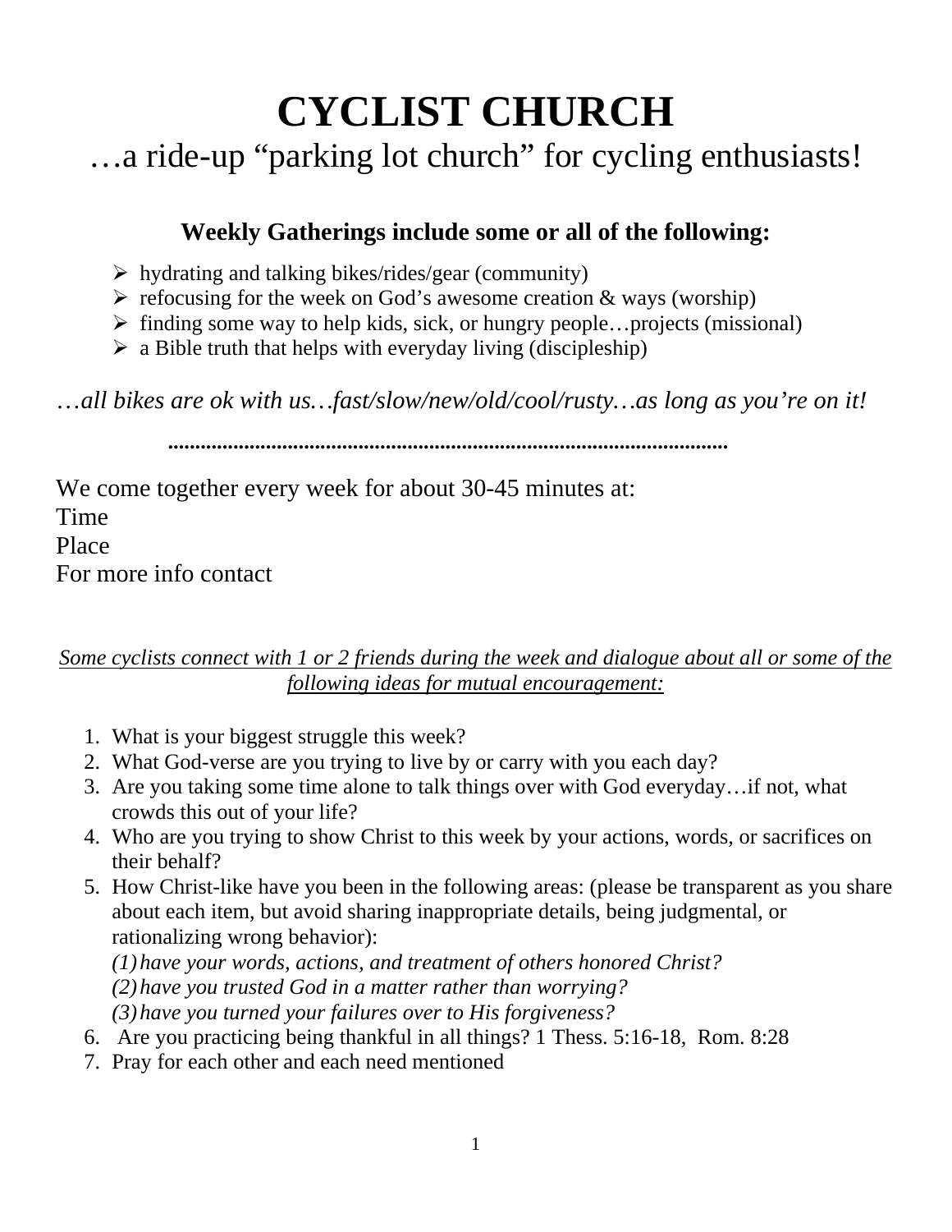# CYCLIST CHURCH

…a ride-up "parking lot church" for cycling enthusiasts!

### Weekly Gatherings include some or all of the following:

- hydrating and talking bikes/rides/gear (community)
- refocusing for the week on God's awesome creation & ways (worship)
- finding some way to help kids, sick, or hungry people…projects (missional)
- a Bible truth that helps with everyday living (discipleship)

*…all bikes are ok with us…fast/slow/new/old/cool/rusty…as long as you're on it!*

……………………………………………………………………………………

We come together every week for about 30-45 minutes at:
Time
Place
For more info contact

*<u>Some cyclists connect with 1 or 2 friends during the week and dialogue about all or some of the following ideas for mutual encouragement:</u>*

1. What is your biggest struggle this week?
2. What God-verse are you trying to live by or carry with you each day?
3. Are you taking some time alone to talk things over with God everyday…if not, what crowds this out of your life?
4. Who are you trying to show Christ to this week by your actions, words, or sacrifices on their behalf?
5. How Christ-like have you been in the following areas: (please be transparent as you share about each item, but avoid sharing inappropriate details, being judgmental, or rationalizing wrong behavior):
   *(1) have your words, actions, and treatment of others honored Christ?*
   *(2) have you trusted God in a matter rather than worrying?*
   *(3) have you turned your failures over to His forgiveness?*
6. Are you practicing being thankful in all things? 1 Thess. 5:16-18, Rom. 8:28
7. Pray for each other and each need mentioned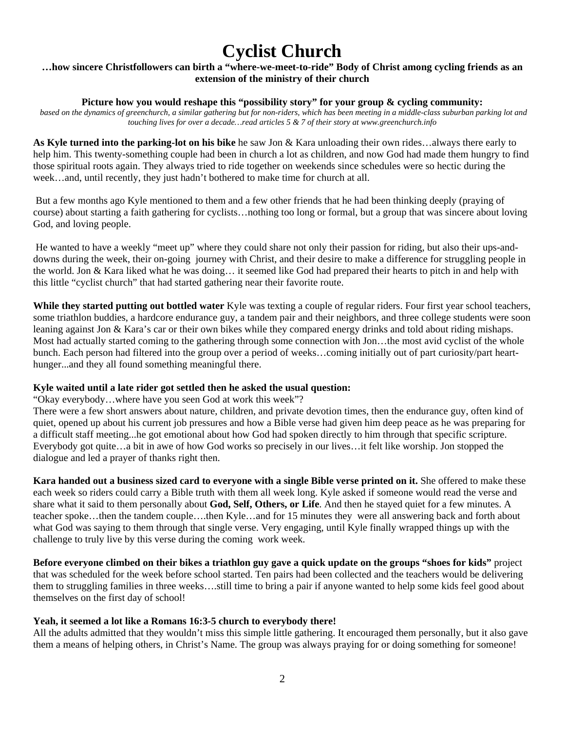# Cyclist Church

**…how sincere Christfollowers can birth a "where-we-meet-to-ride" Body of Christ among cycling friends as an extension of the ministry of their church**

**Picture how you would reshape this "possibility story" for your group & cycling community:**

*based on the dynamics of greenchurch, a similar gathering but for non-riders, which has been meeting in a middle-class suburban parking lot and touching lives for over a decade…read articles 5 & 7 of their story at www.greenchurch.info*

**As Kyle turned into the parking-lot on his bike** he saw Jon & Kara unloading their own rides…always there early to help him. This twenty-something couple had been in church a lot as children, and now God had made them hungry to find those spiritual roots again. They always tried to ride together on weekends since schedules were so hectic during the week…and, until recently, they just hadn't bothered to make time for church at all.

But a few months ago Kyle mentioned to them and a few other friends that he had been thinking deeply (praying of course) about starting a faith gathering for cyclists…nothing too long or formal, but a group that was sincere about loving God, and loving people.

He wanted to have a weekly "meet up" where they could share not only their passion for riding, but also their ups-and-downs during the week, their on-going journey with Christ, and their desire to make a difference for struggling people in the world. Jon & Kara liked what he was doing… it seemed like God had prepared their hearts to pitch in and help with this little "cyclist church" that had started gathering near their favorite route.

**While they started putting out bottled water** Kyle was texting a couple of regular riders. Four first year school teachers, some triathlon buddies, a hardcore endurance guy, a tandem pair and their neighbors, and three college students were soon leaning against Jon & Kara's car or their own bikes while they compared energy drinks and told about riding mishaps. Most had actually started coming to the gathering through some connection with Jon…the most avid cyclist of the whole bunch. Each person had filtered into the group over a period of weeks…coming initially out of part curiosity/part heart-hunger...and they all found something meaningful there.

**Kyle waited until a late rider got settled then he asked the usual question:**

"Okay everybody…where have you seen God at work this week"?

There were a few short answers about nature, children, and private devotion times, then the endurance guy, often kind of quiet, opened up about his current job pressures and how a Bible verse had given him deep peace as he was preparing for a difficult staff meeting...he got emotional about how God had spoken directly to him through that specific scripture. Everybody got quite…a bit in awe of how God works so precisely in our lives…it felt like worship. Jon stopped the dialogue and led a prayer of thanks right then.

**Kara handed out a business sized card to everyone with a single Bible verse printed on it.** She offered to make these each week so riders could carry a Bible truth with them all week long. Kyle asked if someone would read the verse and share what it said to them personally about **God, Self, Others, or Life**. And then he stayed quiet for a few minutes. A teacher spoke…then the tandem couple….then Kyle…and for 15 minutes they were all answering back and forth about what God was saying to them through that single verse. Very engaging, until Kyle finally wrapped things up with the challenge to truly live by this verse during the coming work week.

**Before everyone climbed on their bikes a triathlon guy gave a quick update on the groups "shoes for kids"** project that was scheduled for the week before school started. Ten pairs had been collected and the teachers would be delivering them to struggling families in three weeks….still time to bring a pair if anyone wanted to help some kids feel good about themselves on the first day of school!

**Yeah, it seemed a lot like a Romans 16:3-5 church to everybody there!**

All the adults admitted that they wouldn't miss this simple little gathering. It encouraged them personally, but it also gave them a means of helping others, in Christ's Name. The group was always praying for or doing something for someone!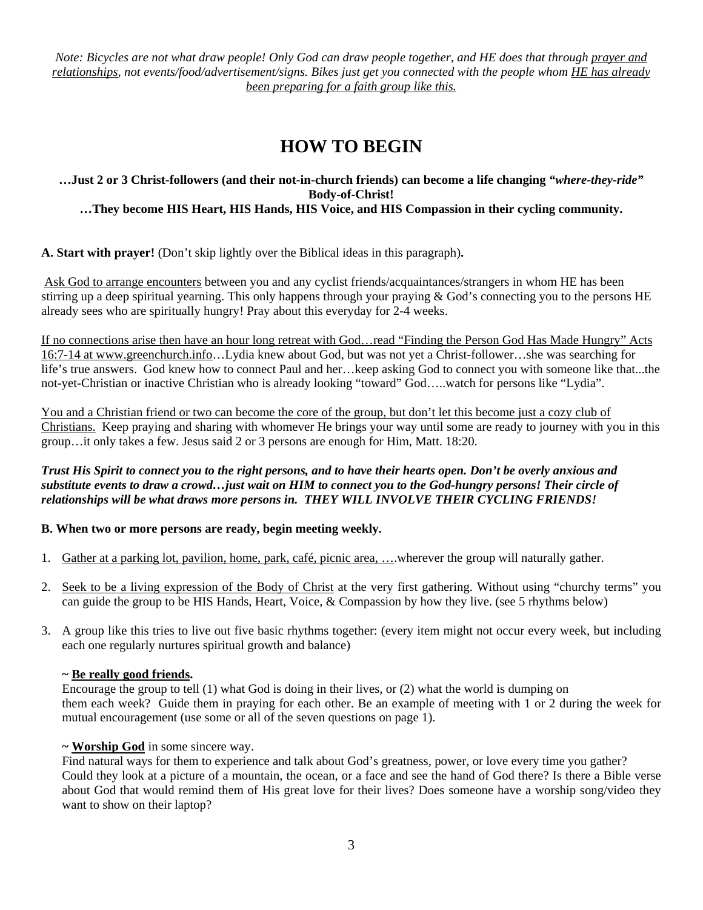*Note: Bicycles are not what draw people! Only God can draw people together, and HE does that through prayer and relationships, not events/food/advertisement/signs. Bikes just get you connected with the people whom HE has already been preparing for a faith group like this.*

# HOW TO BEGIN

**…Just 2 or 3 Christ-followers (and their not-in-church friends) can become a life changing *"where-they-ride"* Body-of-Christ!**

**…They become HIS Heart, HIS Hands, HIS Voice, and HIS Compassion in their cycling community.**

**A. Start with prayer!** (Don't skip lightly over the Biblical ideas in this paragraph)**.**

Ask God to arrange encounters between you and any cyclist friends/acquaintances/strangers in whom HE has been stirring up a deep spiritual yearning. This only happens through your praying & God's connecting you to the persons HE already sees who are spiritually hungry! Pray about this everyday for 2-4 weeks.

If no connections arise then have an hour long retreat with God…read "Finding the Person God Has Made Hungry" Acts 16:7-14 at www.greenchurch.info…Lydia knew about God, but was not yet a Christ-follower…she was searching for life's true answers. God knew how to connect Paul and her…keep asking God to connect you with someone like that...the not-yet-Christian or inactive Christian who is already looking "toward" God…..watch for persons like "Lydia".

You and a Christian friend or two can become the core of the group, but don't let this become just a cozy club of Christians. Keep praying and sharing with whomever He brings your way until some are ready to journey with you in this group…it only takes a few. Jesus said 2 or 3 persons are enough for Him, Matt. 18:20.

***Trust His Spirit to connect you to the right persons, and to have their hearts open. Don't be overly anxious and substitute events to draw a crowd…just wait on HIM to connect you to the God-hungry persons! Their circle of relationships will be what draws more persons in. THEY WILL INVOLVE THEIR CYCLING FRIENDS!***

**B. When two or more persons are ready, begin meeting weekly.**

1. Gather at a parking lot, pavilion, home, park, café, picnic area, ….wherever the group will naturally gather.
2. Seek to be a living expression of the Body of Christ at the very first gathering. Without using "churchy terms" you can guide the group to be HIS Hands, Heart, Voice, & Compassion by how they live. (see 5 rhythms below)
3. A group like this tries to live out five basic rhythms together: (every item might not occur every week, but including each one regularly nurtures spiritual growth and balance)

   **~ Be really good friends.**
   Encourage the group to tell (1) what God is doing in their lives, or (2) what the world is dumping on them each week? Guide them in praying for each other. Be an example of meeting with 1 or 2 during the week for mutual encouragement (use some or all of the seven questions on page 1).

   **~ Worship God** in some sincere way.
   Find natural ways for them to experience and talk about God's greatness, power, or love every time you gather? Could they look at a picture of a mountain, the ocean, or a face and see the hand of God there? Is there a Bible verse about God that would remind them of His great love for their lives? Does someone have a worship song/video they want to show on their laptop?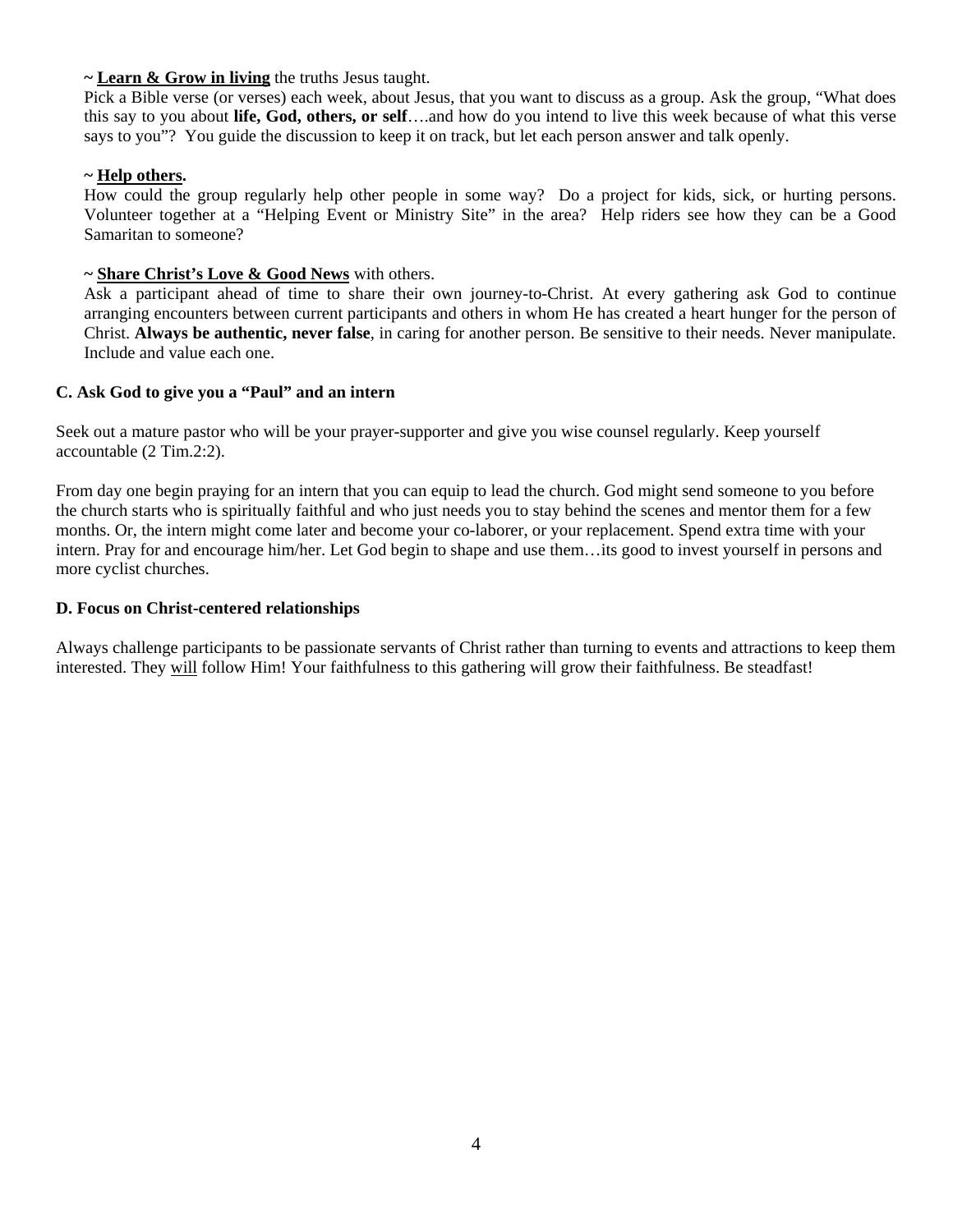~ **<u>Learn & Grow in living</u>** the truths Jesus taught.

Pick a Bible verse (or verses) each week, about Jesus, that you want to discuss as a group. Ask the group, "What does this say to you about **life, God, others, or self**….and how do you intend to live this week because of what this verse says to you"? You guide the discussion to keep it on track, but let each person answer and talk openly.

~ **<u>Help others</u>.**

How could the group regularly help other people in some way? Do a project for kids, sick, or hurting persons. Volunteer together at a "Helping Event or Ministry Site" in the area? Help riders see how they can be a Good Samaritan to someone?

~ **<u>Share Christ's Love & Good News</u>** with others.

Ask a participant ahead of time to share their own journey-to-Christ. At every gathering ask God to continue arranging encounters between current participants and others in whom He has created a heart hunger for the person of Christ. **Always be authentic, never false**, in caring for another person. Be sensitive to their needs. Never manipulate. Include and value each one.

**C. Ask God to give you a "Paul" and an intern**

Seek out a mature pastor who will be your prayer-supporter and give you wise counsel regularly. Keep yourself accountable (2 Tim.2:2).

From day one begin praying for an intern that you can equip to lead the church. God might send someone to you before the church starts who is spiritually faithful and who just needs you to stay behind the scenes and mentor them for a few months. Or, the intern might come later and become your co-laborer, or your replacement. Spend extra time with your intern. Pray for and encourage him/her. Let God begin to shape and use them…its good to invest yourself in persons and more cyclist churches.

**D. Focus on Christ-centered relationships**

Always challenge participants to be passionate servants of Christ rather than turning to events and attractions to keep them interested. They <u>will</u> follow Him! Your faithfulness to this gathering will grow their faithfulness. Be steadfast!